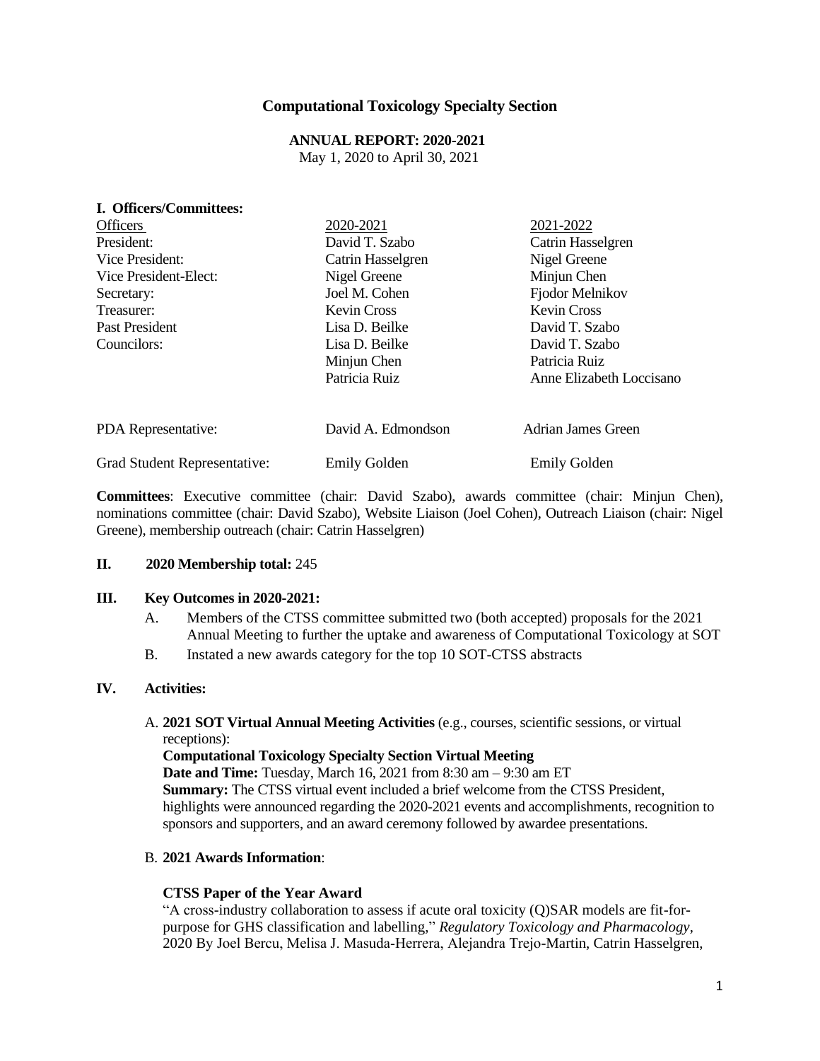# Computational Toxicology Specialty Section

**ANNUAL REPORT: 2020-2021**

May 1, 2020 to April 30, 2021

## I. Officers/Committees:

| Officers | 2020-2021 | 2021-2022 |
|---|---|---|
| President: | David T. Szabo | Catrin Hasselgren |
| Vice President: | Catrin Hasselgren | Nigel Greene |
| Vice President-Elect: | Nigel Greene | Minjun Chen |
| Secretary: | Joel M. Cohen | Fjodor Melnikov |
| Treasurer: | Kevin Cross | Kevin Cross |
| Past President | Lisa D. Beilke | David T. Szabo |
| Councilors: | Lisa D. Beilke | David T. Szabo |
| | Minjun Chen | Patricia Ruiz |
| | Patricia Ruiz | Anne Elizabeth Loccisano |
| PDA Representative: | David A. Edmondson | Adrian James Green |
| Grad Student Representative: | Emily Golden | Emily Golden |

**Committees**: Executive committee (chair: David Szabo), awards committee (chair: Minjun Chen), nominations committee (chair: David Szabo), Website Liaison (Joel Cohen), Outreach Liaison (chair: Nigel Greene), membership outreach (chair: Catrin Hasselgren)

## II. 2020 Membership total: 245

## III. Key Outcomes in 2020-2021:

A. Members of the CTSS committee submitted two (both accepted) proposals for the 2021 Annual Meeting to further the uptake and awareness of Computational Toxicology at SOT

B. Instated a new awards category for the top 10 SOT-CTSS abstracts

## IV. Activities:

A. **2021 SOT Virtual Annual Meeting Activities** (e.g., courses, scientific sessions, or virtual receptions):

**Computational Toxicology Specialty Section Virtual Meeting**

**Date and Time:** Tuesday, March 16, 2021 from 8:30 am – 9:30 am ET

**Summary:** The CTSS virtual event included a brief welcome from the CTSS President, highlights were announced regarding the 2020-2021 events and accomplishments, recognition to sponsors and supporters, and an award ceremony followed by awardee presentations.

B. **2021 Awards Information**:

**CTSS Paper of the Year Award**

"A cross-industry collaboration to assess if acute oral toxicity (Q)SAR models are fit-for-purpose for GHS classification and labelling," *Regulatory Toxicology and Pharmacology*, 2020 By Joel Bercu, Melisa J. Masuda-Herrera, Alejandra Trejo-Martin, Catrin Hasselgren,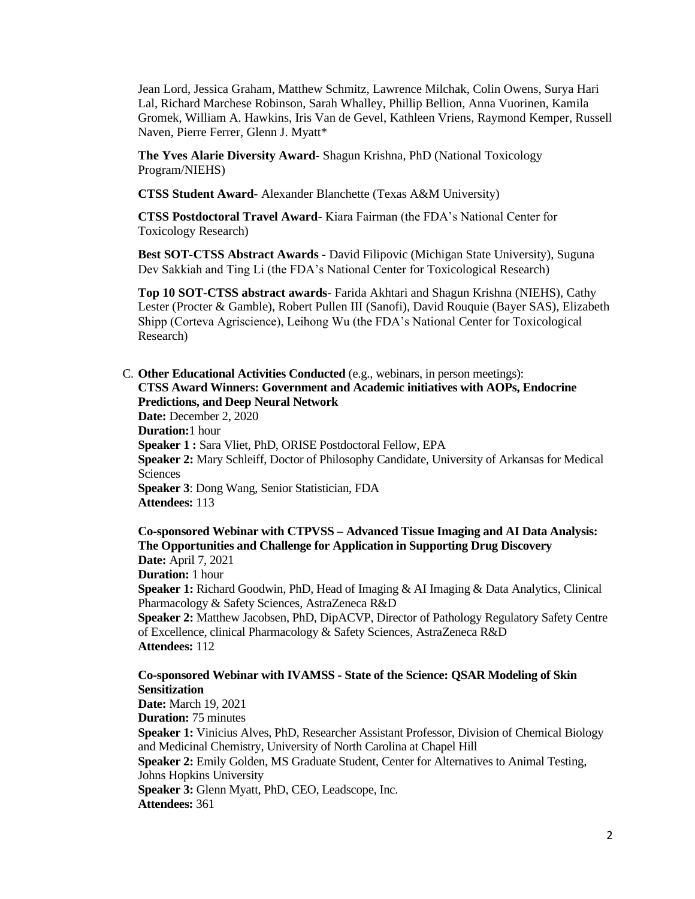Jean Lord, Jessica Graham, Matthew Schmitz, Lawrence Milchak, Colin Owens, Surya Hari Lal, Richard Marchese Robinson, Sarah Whalley, Phillip Bellion, Anna Vuorinen, Kamila Gromek, William A. Hawkins, Iris Van de Gevel, Kathleen Vriens, Raymond Kemper, Russell Naven, Pierre Ferrer, Glenn J. Myatt*

**The Yves Alarie Diversity Award-** Shagun Krishna, PhD (National Toxicology Program/NIEHS)

**CTSS Student Award-** Alexander Blanchette (Texas A&M University)

**CTSS Postdoctoral Travel Award-** Kiara Fairman (the FDA's National Center for Toxicology Research)

**Best SOT-CTSS Abstract Awards -** David Filipovic (Michigan State University), Suguna Dev Sakkiah and Ting Li (the FDA's National Center for Toxicological Research)

**Top 10 SOT-CTSS abstract awards-** Farida Akhtari and Shagun Krishna (NIEHS), Cathy Lester (Procter & Gamble), Robert Pullen III (Sanofi), David Rouquie (Bayer SAS), Elizabeth Shipp (Corteva Agriscience), Leihong Wu (the FDA's National Center for Toxicological Research)

C. **Other Educational Activities Conducted** (e.g., webinars, in person meetings):

**CTSS Award Winners: Government and Academic initiatives with AOPs, Endocrine Predictions, and Deep Neural Network**
**Date:** December 2, 2020
**Duration:** 1 hour
**Speaker 1 :** Sara Vliet, PhD, ORISE Postdoctoral Fellow, EPA
**Speaker 2:** Mary Schleiff, Doctor of Philosophy Candidate, University of Arkansas for Medical Sciences
**Speaker 3**: Dong Wang, Senior Statistician, FDA
**Attendees:** 113

**Co-sponsored Webinar with CTPVSS – Advanced Tissue Imaging and AI Data Analysis: The Opportunities and Challenge for Application in Supporting Drug Discovery**
**Date:** April 7, 2021
**Duration:** 1 hour
**Speaker 1:** Richard Goodwin, PhD, Head of Imaging & AI Imaging & Data Analytics, Clinical Pharmacology & Safety Sciences, AstraZeneca R&D
**Speaker 2:** Matthew Jacobsen, PhD, DipACVP, Director of Pathology Regulatory Safety Centre of Excellence, clinical Pharmacology & Safety Sciences, AstraZeneca R&D
**Attendees:** 112

**Co-sponsored Webinar with IVAMSS - State of the Science: QSAR Modeling of Skin Sensitization**
**Date:** March 19, 2021
**Duration:** 75 minutes
**Speaker 1:** Vinicius Alves, PhD, Researcher Assistant Professor, Division of Chemical Biology and Medicinal Chemistry, University of North Carolina at Chapel Hill
**Speaker 2:** Emily Golden, MS Graduate Student, Center for Alternatives to Animal Testing, Johns Hopkins University
**Speaker 3:** Glenn Myatt, PhD, CEO, Leadscope, Inc.
**Attendees:** 361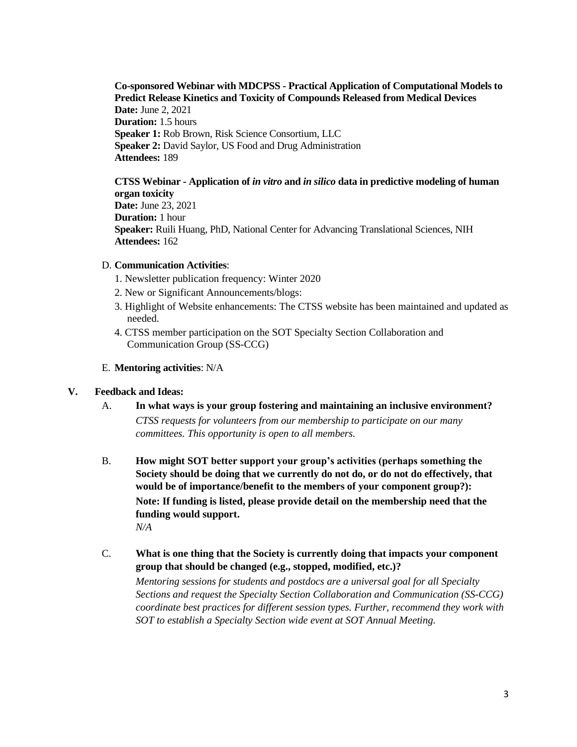**Co-sponsored Webinar with MDCPSS - Practical Application of Computational Models to Predict Release Kinetics and Toxicity of Compounds Released from Medical Devices**
**Date:** June 2, 2021
**Duration:** 1.5 hours
**Speaker 1:** Rob Brown, Risk Science Consortium, LLC
**Speaker 2:** David Saylor, US Food and Drug Administration
**Attendees:** 189

**CTSS Webinar - Application of *in vitro* and *in silico* data in predictive modeling of human organ toxicity**
**Date:** June 23, 2021
**Duration:** 1 hour
**Speaker:** Ruili Huang, PhD, National Center for Advancing Translational Sciences, NIH
**Attendees:** 162

D. **Communication Activities**:

1. Newsletter publication frequency: Winter 2020
2. New or Significant Announcements/blogs:
3. Highlight of Website enhancements: The CTSS website has been maintained and updated as needed.
4. CTSS member participation on the SOT Specialty Section Collaboration and Communication Group (SS-CCG)

E. **Mentoring activities**: N/A

## V. Feedback and Ideas:

A. **In what ways is your group fostering and maintaining an inclusive environment?**

*CTSS requests for volunteers from our membership to participate on our many committees. This opportunity is open to all members.*

B. **How might SOT better support your group's activities (perhaps something the Society should be doing that we currently do not do, or do not do effectively, that would be of importance/benefit to the members of your component group?): Note: If funding is listed, please provide detail on the membership need that the funding would support.**

*N/A*

C. **What is one thing that the Society is currently doing that impacts your component group that should be changed (e.g., stopped, modified, etc.)?**

*Mentoring sessions for students and postdocs are a universal goal for all Specialty Sections and request the Specialty Section Collaboration and Communication (SS-CCG) coordinate best practices for different session types. Further, recommend they work with SOT to establish a Specialty Section wide event at SOT Annual Meeting.*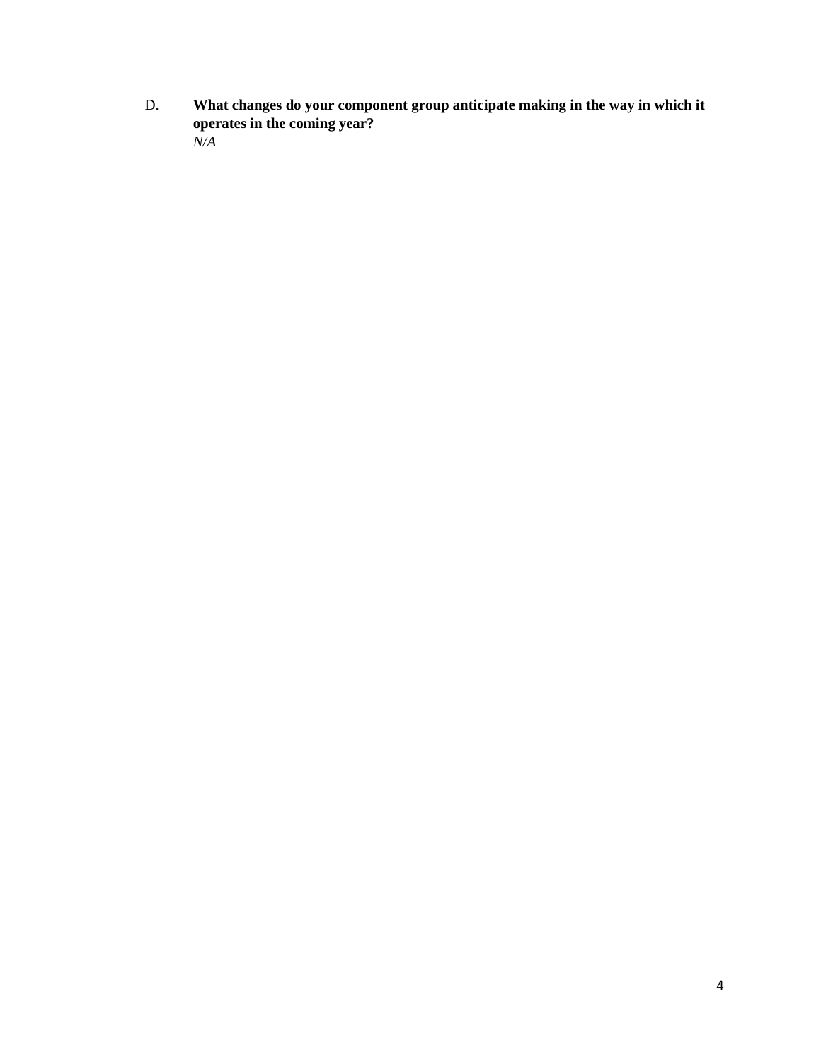D. **What changes do your component group anticipate making in the way in which it operates in the coming year?**

*N/A*